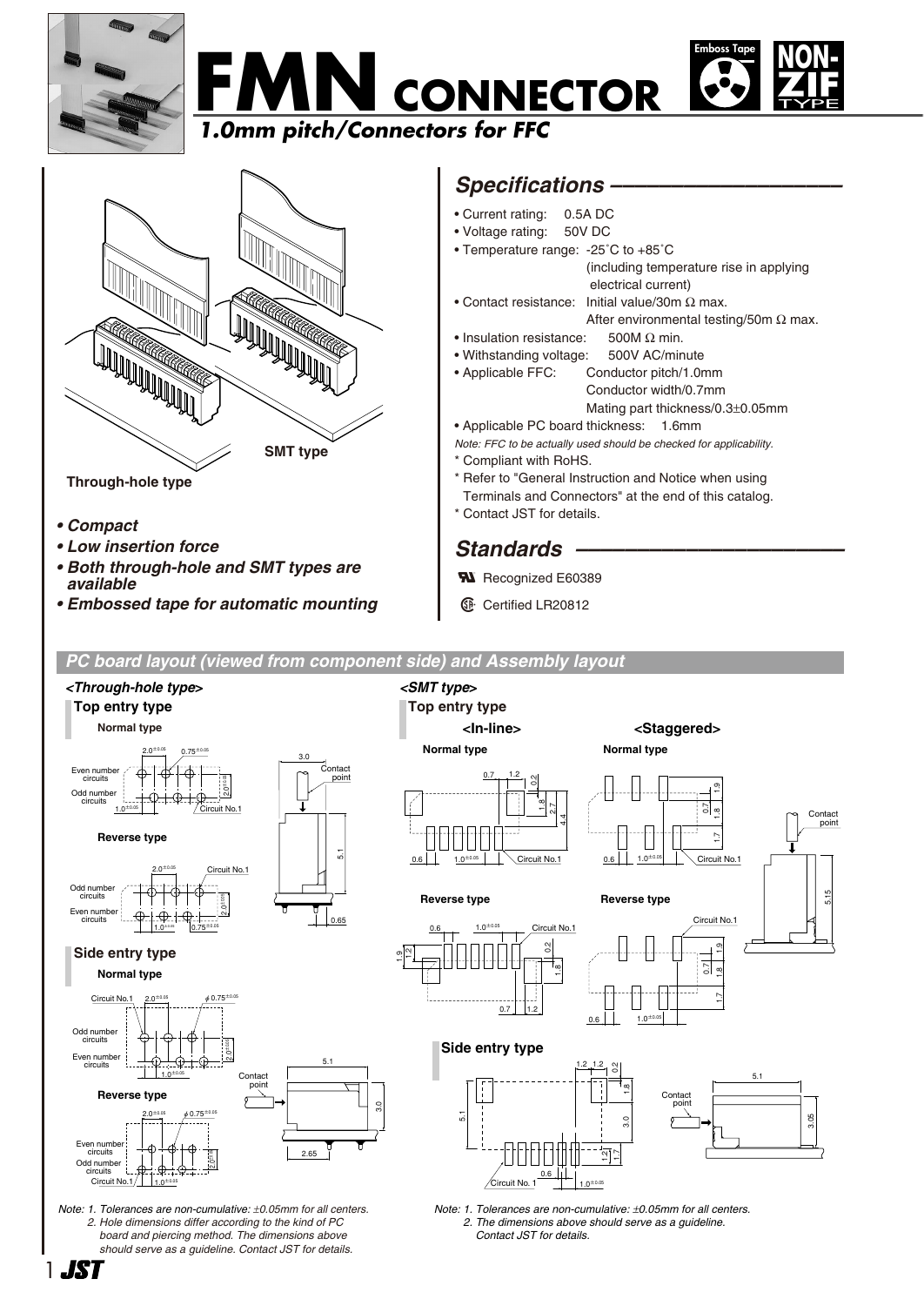# FMN CONNECTOR

## *1.0mm pitch/Connectors for FFC*

Emboss Tape

NON-ZIF TYPE

SMT type

Through-hole type

- ***Compact***
- ***Low insertion force***
- ***Both through-hole and SMT types are available***
- ***Embossed tape for automatic mounting***

## *Specifications*

- Current rating: 0.5A DC
- Voltage rating: 50V DC
- Temperature range: -25˚C to +85˚C (including temperature rise in applying electrical current)
- Contact resistance: Initial value/30m Ω max. After environmental testing/50m Ω max.
- Insulation resistance: 500M Ω min.
- Withstanding voltage: 500V AC/minute
- Applicable FFC: Conductor pitch/1.0mm
  Conductor width/0.7mm
  Mating part thickness/0.3±0.05mm
- Applicable PC board thickness: 1.6mm

*Note: FFC to be actually used should be checked for applicability.*

\* Compliant with RoHS.

\* Refer to "General Instruction and Notice when using Terminals and Connectors" at the end of this catalog.

\* Contact JST for details.

## *Standards*

Recognized E60389

Certified LR20812

## *PC board layout (viewed from component side) and Assembly layout*

### <Through-hole type>

#### Top entry type

**Normal type**

2.0±0.05
0.75±0.05
Even number circuits
Odd number circuits
1.0±0.05
2.0±0.05
Circuit No.1
3.0
Contact point
5.1
0.65

**Reverse type**

2.0±0.05
Circuit No.1
Odd number circuits
Even number circuits
1.0±0.05
0.75±0.05
2.0±0.05

#### Side entry type

**Normal type**

Circuit No.1
2.0±0.05
φ 0.75±0.05
Odd number circuits
Even number circuits
1.0±0.05
2.0±0.05
Contact point
5.1
3.0
2.65

**Reverse type**

2.0±0.05
φ 0.75±0.05
Even number circuits
Odd number circuits
Circuit No.1
1.0±0.05
2.0±0.05

*Note: 1. Tolerances are non-cumulative: ±0.05mm for all centers.*
*2. Hole dimensions differ according to the kind of PC board and piercing method. The dimensions above should serve as a guideline. Contact JST for details.*

### <SMT type>

#### Top entry type

**<In-line>**

**Normal type**

0.7
1.2
0.2
1.8
2.7
4.4
0.6
1.0±0.05
Circuit No.1

**Reverse type**

0.6
1.0±0.05
Circuit No.1
1.9
1.2
0.2
1.8
0.7
1.2

**<Staggered>**

**Normal type**

1.9
0.7
1.8
1.7
0.6
1.0±0.05
Circuit No.1
Contact point
5.15

**Reverse type**

Circuit No.1
1.9
0.7
1.8
1.7
0.6
1.0±0.05

#### Side entry type

1.2
1.2
0.2
1.8
5.1
3.0
1.2
1.7
0.6
Circuit No. 1
1.0±0.05
Contact point
5.1
3.05

*Note: 1. Tolerances are non-cumulative: ±0.05mm for all centers.*
*2. The dimensions above should serve as a guideline. Contact JST for details.*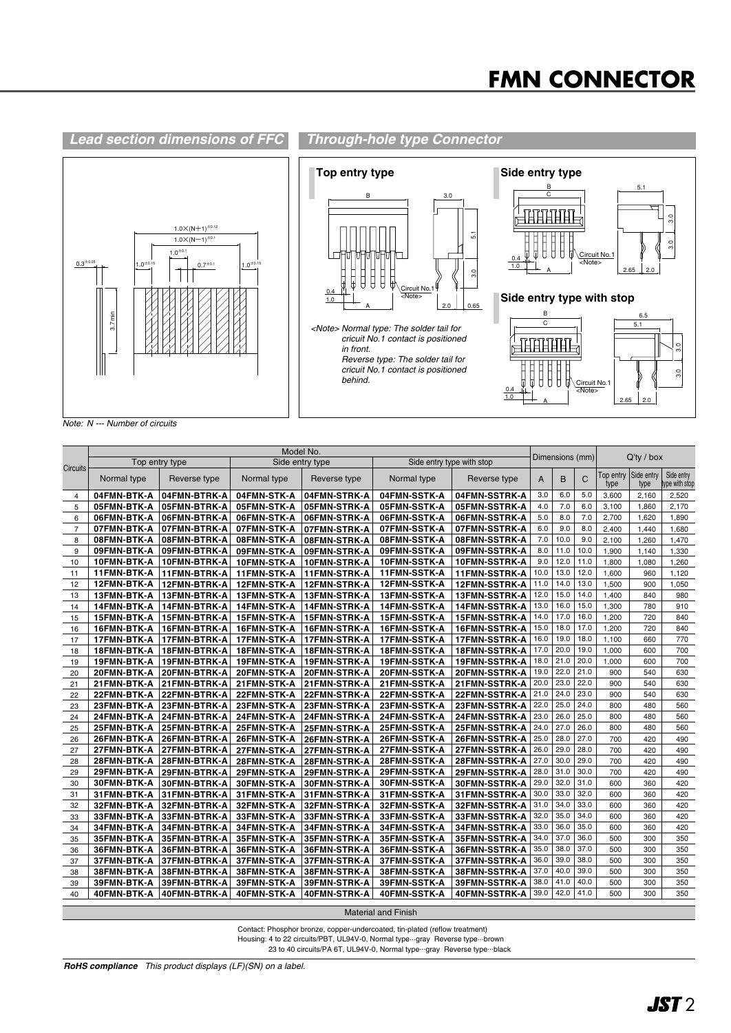# FMN CONNECTOR

## Lead section dimensions of FFC

$1.0\times(N+1)^{\pm0.12}$

$1.0\times(N-1)^{\pm0.1}$

$1.0^{\pm0.1}$

$0.3^{\pm0.05}$ $1.0^{\pm0.15}$ $0.7^{\pm0.1}$ $1.0^{\pm0.15}$

3.7 min

*Note: N --- Number of circuits*

## Through-hole type Connector

### Top entry type

B, 3.0, 5.1, 3.0, 0.4, 1.0, A, Circuit No.1 <Note>, 2.0, 0.65

*<Note> Normal type: The solder tail for cricuit No.1 contact is positioned in front.*
*Reverse type: The solder tail for cricuit No.1 contact is positioned behind.*

### Side entry type

B, C, 5.1, 3.0, 3.0, 0.4, 1.0, A, Circuit No.1 <Note>, 2.65, 2.0

### Side entry type with stop

B, C, 6.5, 5.1, 3.0, 3.0, 0.4, 1.0, A, Circuit No.1 <Note>, 2.65, 2.0

| Circuits | Model No. | | | | | | Dimensions (mm) | | | Q'ty / box | | |
|---|---|---|---|---|---|---|---|---|---|---|---|---|
| | Top entry type | | Side entry type | | Side entry type with stop | | | | | | | |
| | Normal type | Reverse type | Normal type | Reverse type | Normal type | Reverse type | A | B | C | Top entry type | Side entry type | Side entry type with stop |
| 4 | 04FMN-BTK-A | 04FMN-BTRK-A | 04FMN-STK-A | 04FMN-STRK-A | 04FMN-SSTK-A | 04FMN-SSTRK-A | 3.0 | 6.0 | 5.0 | 3,600 | 2,160 | 2,520 |
| 5 | 05FMN-BTK-A | 05FMN-BTRK-A | 05FMN-STK-A | 05FMN-STRK-A | 05FMN-SSTK-A | 05FMN-SSTRK-A | 4.0 | 7.0 | 6.0 | 3,100 | 1,860 | 2,170 |
| 6 | 06FMN-BTK-A | 06FMN-BTRK-A | 06FMN-STK-A | 06FMN-STRK-A | 06FMN-SSTK-A | 06FMN-SSTRK-A | 5.0 | 8.0 | 7.0 | 2,700 | 1,620 | 1,890 |
| 7 | 07FMN-BTK-A | 07FMN-BTRK-A | 07FMN-STK-A | 07FMN-STRK-A | 07FMN-SSTK-A | 07FMN-SSTRK-A | 6.0 | 9.0 | 8.0 | 2,400 | 1,440 | 1,680 |
| 8 | 08FMN-BTK-A | 08FMN-BTRK-A | 08FMN-STK-A | 08FMN-STRK-A | 08FMN-SSTK-A | 08FMN-SSTRK-A | 7.0 | 10.0 | 9.0 | 2,100 | 1,260 | 1,470 |
| 9 | 09FMN-BTK-A | 09FMN-BTRK-A | 09FMN-STK-A | 09FMN-STRK-A | 09FMN-SSTK-A | 09FMN-SSTRK-A | 8.0 | 11.0 | 10.0 | 1,900 | 1,140 | 1,330 |
| 10 | 10FMN-BTK-A | 10FMN-BTRK-A | 10FMN-STK-A | 10FMN-STRK-A | 10FMN-SSTK-A | 10FMN-SSTRK-A | 9.0 | 12.0 | 11.0 | 1,800 | 1,080 | 1,260 |
| 11 | 11FMN-BTK-A | 11FMN-BTRK-A | 11FMN-STK-A | 11FMN-STRK-A | 11FMN-SSTK-A | 11FMN-SSTRK-A | 10.0 | 13.0 | 12.0 | 1,600 | 960 | 1,120 |
| 12 | 12FMN-BTK-A | 12FMN-BTRK-A | 12FMN-STK-A | 12FMN-STRK-A | 12FMN-SSTK-A | 12FMN-SSTRK-A | 11.0 | 14.0 | 13.0 | 1,500 | 900 | 1,050 |
| 13 | 13FMN-BTK-A | 13FMN-BTRK-A | 13FMN-STK-A | 13FMN-STRK-A | 13FMN-SSTK-A | 13FMN-SSTRK-A | 12.0 | 15.0 | 14.0 | 1,400 | 840 | 980 |
| 14 | 14FMN-BTK-A | 14FMN-BTRK-A | 14FMN-STK-A | 14FMN-STRK-A | 14FMN-SSTK-A | 14FMN-SSTRK-A | 13.0 | 16.0 | 15.0 | 1,300 | 780 | 910 |
| 15 | 15FMN-BTK-A | 15FMN-BTRK-A | 15FMN-STK-A | 15FMN-STRK-A | 15FMN-SSTK-A | 15FMN-SSTRK-A | 14.0 | 17.0 | 16.0 | 1,200 | 720 | 840 |
| 16 | 16FMN-BTK-A | 16FMN-BTRK-A | 16FMN-STK-A | 16FMN-STRK-A | 16FMN-SSTK-A | 16FMN-SSTRK-A | 15.0 | 18.0 | 17.0 | 1,200 | 720 | 840 |
| 17 | 17FMN-BTK-A | 17FMN-BTRK-A | 17FMN-STK-A | 17FMN-STRK-A | 17FMN-SSTK-A | 17FMN-SSTRK-A | 16.0 | 19.0 | 18.0 | 1,100 | 660 | 770 |
| 18 | 18FMN-BTK-A | 18FMN-BTRK-A | 18FMN-STK-A | 18FMN-STRK-A | 18FMN-SSTK-A | 18FMN-SSTRK-A | 17.0 | 20.0 | 19.0 | 1,000 | 600 | 700 |
| 19 | 19FMN-BTK-A | 19FMN-BTRK-A | 19FMN-STK-A | 19FMN-STRK-A | 19FMN-SSTK-A | 19FMN-SSTRK-A | 18.0 | 21.0 | 20.0 | 1,000 | 600 | 700 |
| 20 | 20FMN-BTK-A | 20FMN-BTRK-A | 20FMN-STK-A | 20FMN-STRK-A | 20FMN-SSTK-A | 20FMN-SSTRK-A | 19.0 | 22.0 | 21.0 | 900 | 540 | 630 |
| 21 | 21FMN-BTK-A | 21FMN-BTRK-A | 21FMN-STK-A | 21FMN-STRK-A | 21FMN-SSTK-A | 21FMN-SSTRK-A | 20.0 | 23.0 | 22.0 | 900 | 540 | 630 |
| 22 | 22FMN-BTK-A | 22FMN-BTRK-A | 22FMN-STK-A | 22FMN-STRK-A | 22FMN-SSTK-A | 22FMN-SSTRK-A | 21.0 | 24.0 | 23.0 | 900 | 540 | 630 |
| 23 | 23FMN-BTK-A | 23FMN-BTRK-A | 23FMN-STK-A | 23FMN-STRK-A | 23FMN-SSTK-A | 23FMN-SSTRK-A | 22.0 | 25.0 | 24.0 | 800 | 480 | 560 |
| 24 | 24FMN-BTK-A | 24FMN-BTRK-A | 24FMN-STK-A | 24FMN-STRK-A | 24FMN-SSTK-A | 24FMN-SSTRK-A | 23.0 | 26.0 | 25.0 | 800 | 480 | 560 |
| 25 | 25FMN-BTK-A | 25FMN-BTRK-A | 25FMN-STK-A | 25FMN-STRK-A | 25FMN-SSTK-A | 25FMN-SSTRK-A | 24.0 | 27.0 | 26.0 | 800 | 480 | 560 |
| 26 | 26FMN-BTK-A | 26FMN-BTRK-A | 26FMN-STK-A | 26FMN-STRK-A | 26FMN-SSTK-A | 26FMN-SSTRK-A | 25.0 | 28.0 | 27.0 | 700 | 420 | 490 |
| 27 | 27FMN-BTK-A | 27FMN-BTRK-A | 27FMN-STK-A | 27FMN-STRK-A | 27FMN-SSTK-A | 27FMN-SSTRK-A | 26.0 | 29.0 | 28.0 | 700 | 420 | 490 |
| 28 | 28FMN-BTK-A | 28FMN-BTRK-A | 28FMN-STK-A | 28FMN-STRK-A | 28FMN-SSTK-A | 28FMN-SSTRK-A | 27.0 | 30.0 | 29.0 | 700 | 420 | 490 |
| 29 | 29FMN-BTK-A | 29FMN-BTRK-A | 29FMN-STK-A | 29FMN-STRK-A | 29FMN-SSTK-A | 29FMN-SSTRK-A | 28.0 | 31.0 | 30.0 | 700 | 420 | 490 |
| 30 | 30FMN-BTK-A | 30FMN-BTRK-A | 30FMN-STK-A | 30FMN-STRK-A | 30FMN-SSTK-A | 30FMN-SSTRK-A | 29.0 | 32.0 | 31.0 | 600 | 360 | 420 |
| 31 | 31FMN-BTK-A | 31FMN-BTRK-A | 31FMN-STK-A | 31FMN-STRK-A | 31FMN-SSTK-A | 31FMN-SSTRK-A | 30.0 | 33.0 | 32.0 | 600 | 360 | 420 |
| 32 | 32FMN-BTK-A | 32FMN-BTRK-A | 32FMN-STK-A | 32FMN-STRK-A | 32FMN-SSTK-A | 32FMN-SSTRK-A | 31.0 | 34.0 | 33.0 | 600 | 360 | 420 |
| 33 | 33FMN-BTK-A | 33FMN-BTRK-A | 33FMN-STK-A | 33FMN-STRK-A | 33FMN-SSTK-A | 33FMN-SSTRK-A | 32.0 | 35.0 | 34.0 | 600 | 360 | 420 |
| 34 | 34FMN-BTK-A | 34FMN-BTRK-A | 34FMN-STK-A | 34FMN-STRK-A | 34FMN-SSTK-A | 34FMN-SSTRK-A | 33.0 | 36.0 | 35.0 | 600 | 360 | 420 |
| 35 | 35FMN-BTK-A | 35FMN-BTRK-A | 35FMN-STK-A | 35FMN-STRK-A | 35FMN-SSTK-A | 35FMN-SSTRK-A | 34.0 | 37.0 | 36.0 | 500 | 300 | 350 |
| 36 | 36FMN-BTK-A | 36FMN-BTRK-A | 36FMN-STK-A | 36FMN-STRK-A | 36FMN-SSTK-A | 36FMN-SSTRK-A | 35.0 | 38.0 | 37.0 | 500 | 300 | 350 |
| 37 | 37FMN-BTK-A | 37FMN-BTRK-A | 37FMN-STK-A | 37FMN-STRK-A | 37FMN-SSTK-A | 37FMN-SSTRK-A | 36.0 | 39.0 | 38.0 | 500 | 300 | 350 |
| 38 | 38FMN-BTK-A | 38FMN-BTRK-A | 38FMN-STK-A | 38FMN-STRK-A | 38FMN-SSTK-A | 38FMN-SSTRK-A | 37.0 | 40.0 | 39.0 | 500 | 300 | 350 |
| 39 | 39FMN-BTK-A | 39FMN-BTRK-A | 39FMN-STK-A | 39FMN-STRK-A | 39FMN-SSTK-A | 39FMN-SSTRK-A | 38.0 | 41.0 | 40.0 | 500 | 300 | 350 |
| 40 | 40FMN-BTK-A | 40FMN-BTRK-A | 40FMN-STK-A | 40FMN-STRK-A | 40FMN-SSTK-A | 40FMN-SSTRK-A | 39.0 | 42.0 | 41.0 | 500 | 300 | 350 |

### Material and Finish

Contact: Phosphor bronze, copper-undercoated, tin-plated (reflow treatment)
Housing: 4 to 22 circuits/PBT, UL94V-0, Normal type···gray Reverse type···brown
23 to 40 circuits/PA 6T, UL94V-0, Normal type···gray Reverse type···black

***RoHS compliance*** *This product displays (LF)(SN) on a label.*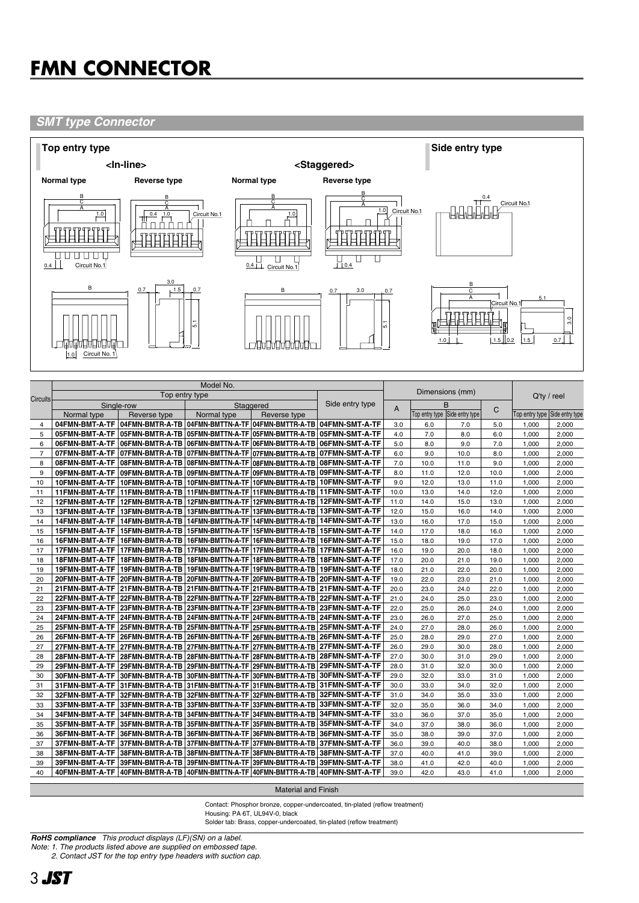# FMN CONNECTOR

## SMT type Connector

### Top entry type

<In-line>

Normal type

Reverse type

<Staggered>

Normal type

Reverse type

### Side entry type

B
C
A
1.0
0.4
Circuit No.1

B
C
A
0.4 1.0
Circuit No.1

B
C
A
1.0
0.4
Circuit No.1

B
C
A
1.0
Circuit No.1
0.4

0.4
Circuit No.1

B
1.0
Circuit No. 1

3.0
0.7 1.5 0.7
5.1

B

0.7 3.0 0.7
5.1

B
C
A
Circuit No.1
5.1
3.0
1.0
1.5 0.2 1.5 0.7

| Circuits | Model No. | | | | | Dimensions (mm) | | | | Q'ty / reel | |
|---|---|---|---|---|---|---|---|---|---|---|---|
| | Top entry type | | | | Side entry type | A | B | | C | | |
| | Single-row | | Staggered | | | | Top entry type | Side entry type | | Top entry type | Side entry type |
| | Normal type | Reverse type | Normal type | Reverse type | | | | | | | |
| 4 | 04FMN-BMT-A-TF | 04FMN-BMTR-A-TB | 04FMN-BMTTN-A-TF | 04FMN-BMTTR-A-TB | 04FMN-SMT-A-TF | 3.0 | 6.0 | 7.0 | 5.0 | 1,000 | 2,000 |
| 5 | 05FMN-BMT-A-TF | 05FMN-BMTR-A-TB | 05FMN-BMTTN-A-TF | 05FMN-BMTTR-A-TB | 05FMN-SMT-A-TF | 4.0 | 7.0 | 8.0 | 6.0 | 1,000 | 2,000 |
| 6 | 06FMN-BMT-A-TF | 06FMN-BMTR-A-TB | 06FMN-BMTTN-A-TF | 06FMN-BMTTR-A-TB | 06FMN-SMT-A-TF | 5.0 | 8.0 | 9.0 | 7.0 | 1,000 | 2,000 |
| 7 | 07FMN-BMT-A-TF | 07FMN-BMTR-A-TB | 07FMN-BMTTN-A-TF | 07FMN-BMTTR-A-TB | 07FMN-SMT-A-TF | 6.0 | 9.0 | 10.0 | 8.0 | 1,000 | 2,000 |
| 8 | 08FMN-BMT-A-TF | 08FMN-BMTR-A-TB | 08FMN-BMTTN-A-TF | 08FMN-BMTTR-A-TB | 08FMN-SMT-A-TF | 7.0 | 10.0 | 11.0 | 9.0 | 1,000 | 2,000 |
| 9 | 09FMN-BMT-A-TF | 09FMN-BMTR-A-TB | 09FMN-BMTTN-A-TF | 09FMN-BMTTR-A-TB | 09FMN-SMT-A-TF | 8.0 | 11.0 | 12.0 | 10.0 | 1,000 | 2,000 |
| 10 | 10FMN-BMT-A-TF | 10FMN-BMTR-A-TB | 10FMN-BMTTN-A-TF | 10FMN-BMTTR-A-TB | 10FMN-SMT-A-TF | 9.0 | 12.0 | 13.0 | 11.0 | 1,000 | 2,000 |
| 11 | 11FMN-BMT-A-TF | 11FMN-BMTR-A-TB | 11FMN-BMTTN-A-TF | 11FMN-BMTTR-A-TB | 11FMN-SMT-A-TF | 10.0 | 13.0 | 14.0 | 12.0 | 1,000 | 2,000 |
| 12 | 12FMN-BMT-A-TF | 12FMN-BMTR-A-TB | 12FMN-BMTTN-A-TF | 12FMN-BMTTR-A-TB | 12FMN-SMT-A-TF | 11.0 | 14.0 | 15.0 | 13.0 | 1,000 | 2,000 |
| 13 | 13FMN-BMT-A-TF | 13FMN-BMTR-A-TB | 13FMN-BMTTN-A-TF | 13FMN-BMTTR-A-TB | 13FMN-SMT-A-TF | 12.0 | 15.0 | 16.0 | 14.0 | 1,000 | 2,000 |
| 14 | 14FMN-BMT-A-TF | 14FMN-BMTR-A-TB | 14FMN-BMTTN-A-TF | 14FMN-BMTTR-A-TB | 14FMN-SMT-A-TF | 13.0 | 16.0 | 17.0 | 15.0 | 1,000 | 2,000 |
| 15 | 15FMN-BMT-A-TF | 15FMN-BMTR-A-TB | 15FMN-BMTTN-A-TF | 15FMN-BMTTR-A-TB | 15FMN-SMT-A-TF | 14.0 | 17.0 | 18.0 | 16.0 | 1,000 | 2,000 |
| 16 | 16FMN-BMT-A-TF | 16FMN-BMTR-A-TB | 16FMN-BMTTN-A-TF | 16FMN-BMTTR-A-TB | 16FMN-SMT-A-TF | 15.0 | 18.0 | 19.0 | 17.0 | 1,000 | 2,000 |
| 17 | 17FMN-BMT-A-TF | 17FMN-BMTR-A-TB | 17FMN-BMTTN-A-TF | 17FMN-BMTTR-A-TB | 17FMN-SMT-A-TF | 16.0 | 19.0 | 20.0 | 18.0 | 1,000 | 2,000 |
| 18 | 18FMN-BMT-A-TF | 18FMN-BMTR-A-TB | 18FMN-BMTTN-A-TF | 18FMN-BMTTR-A-TB | 18FMN-SMT-A-TF | 17.0 | 20.0 | 21.0 | 19.0 | 1,000 | 2,000 |
| 19 | 19FMN-BMT-A-TF | 19FMN-BMTR-A-TB | 19FMN-BMTTN-A-TF | 19FMN-BMTTR-A-TB | 19FMN-SMT-A-TF | 18.0 | 21.0 | 22.0 | 20.0 | 1,000 | 2,000 |
| 20 | 20FMN-BMT-A-TF | 20FMN-BMTR-A-TB | 20FMN-BMTTN-A-TF | 20FMN-BMTTR-A-TB | 20FMN-SMT-A-TF | 19.0 | 22.0 | 23.0 | 21.0 | 1,000 | 2,000 |
| 21 | 21FMN-BMT-A-TF | 21FMN-BMTR-A-TB | 21FMN-BMTTN-A-TF | 21FMN-BMTTR-A-TB | 21FMN-SMT-A-TF | 20.0 | 23.0 | 24.0 | 22.0 | 1,000 | 2,000 |
| 22 | 22FMN-BMT-A-TF | 22FMN-BMTR-A-TB | 22FMN-BMTTN-A-TF | 22FMN-BMTTR-A-TB | 22FMN-SMT-A-TF | 21.0 | 24.0 | 25.0 | 23.0 | 1,000 | 2,000 |
| 23 | 23FMN-BMT-A-TF | 23FMN-BMTR-A-TB | 23FMN-BMTTN-A-TF | 23FMN-BMTTR-A-TB | 23FMN-SMT-A-TF | 22.0 | 25.0 | 26.0 | 24.0 | 1,000 | 2,000 |
| 24 | 24FMN-BMT-A-TF | 24FMN-BMTR-A-TB | 24FMN-BMTTN-A-TF | 24FMN-BMTTR-A-TB | 24FMN-SMT-A-TF | 23.0 | 26.0 | 27.0 | 25.0 | 1,000 | 2,000 |
| 25 | 25FMN-BMT-A-TF | 25FMN-BMTR-A-TB | 25FMN-BMTTN-A-TF | 25FMN-BMTTR-A-TB | 25FMN-SMT-A-TF | 24.0 | 27.0 | 28.0 | 26.0 | 1,000 | 2,000 |
| 26 | 26FMN-BMT-A-TF | 26FMN-BMTR-A-TB | 26FMN-BMTTN-A-TF | 26FMN-BMTTR-A-TB | 26FMN-SMT-A-TF | 25.0 | 28.0 | 29.0 | 27.0 | 1,000 | 2,000 |
| 27 | 27FMN-BMT-A-TF | 27FMN-BMTR-A-TB | 27FMN-BMTTN-A-TF | 27FMN-BMTTR-A-TB | 27FMN-SMT-A-TF | 26.0 | 29.0 | 30.0 | 28.0 | 1,000 | 2,000 |
| 28 | 28FMN-BMT-A-TF | 28FMN-BMTR-A-TB | 28FMN-BMTTN-A-TF | 28FMN-BMTTR-A-TB | 28FMN-SMT-A-TF | 27.0 | 30.0 | 31.0 | 29.0 | 1,000 | 2,000 |
| 29 | 29FMN-BMT-A-TF | 29FMN-BMTR-A-TB | 29FMN-BMTTN-A-TF | 29FMN-BMTTR-A-TB | 29FMN-SMT-A-TF | 28.0 | 31.0 | 32.0 | 30.0 | 1,000 | 2,000 |
| 30 | 30FMN-BMT-A-TF | 30FMN-BMTR-A-TB | 30FMN-BMTTN-A-TF | 30FMN-BMTTR-A-TB | 30FMN-SMT-A-TF | 29.0 | 32.0 | 33.0 | 31.0 | 1,000 | 2,000 |
| 31 | 31FMN-BMT-A-TF | 31FMN-BMTR-A-TB | 31FMN-BMTTN-A-TF | 31FMN-BMTTR-A-TB | 31FMN-SMT-A-TF | 30.0 | 33.0 | 34.0 | 32.0 | 1,000 | 2,000 |
| 32 | 32FMN-BMT-A-TF | 32FMN-BMTR-A-TB | 32FMN-BMTTN-A-TF | 32FMN-BMTTR-A-TB | 32FMN-SMT-A-TF | 31.0 | 34.0 | 35.0 | 33.0 | 1,000 | 2,000 |
| 33 | 33FMN-BMT-A-TF | 33FMN-BMTR-A-TB | 33FMN-BMTTN-A-TF | 33FMN-BMTTR-A-TB | 33FMN-SMT-A-TF | 32.0 | 35.0 | 36.0 | 34.0 | 1,000 | 2,000 |
| 34 | 34FMN-BMT-A-TF | 34FMN-BMTR-A-TB | 34FMN-BMTTN-A-TF | 34FMN-BMTTR-A-TB | 34FMN-SMT-A-TF | 33.0 | 36.0 | 37.0 | 35.0 | 1,000 | 2,000 |
| 35 | 35FMN-BMT-A-TF | 35FMN-BMTR-A-TB | 35FMN-BMTTN-A-TF | 35FMN-BMTTR-A-TB | 35FMN-SMT-A-TF | 34.0 | 37.0 | 38.0 | 36.0 | 1,000 | 2,000 |
| 36 | 36FMN-BMT-A-TF | 36FMN-BMTR-A-TB | 36FMN-BMTTN-A-TF | 36FMN-BMTTR-A-TB | 36FMN-SMT-A-TF | 35.0 | 38.0 | 39.0 | 37.0 | 1,000 | 2,000 |
| 37 | 37FMN-BMT-A-TF | 37FMN-BMTR-A-TB | 37FMN-BMTTN-A-TF | 37FMN-BMTTR-A-TB | 37FMN-SMT-A-TF | 36.0 | 39.0 | 40.0 | 38.0 | 1,000 | 2,000 |
| 38 | 38FMN-BMT-A-TF | 38FMN-BMTR-A-TB | 38FMN-BMTTN-A-TF | 38FMN-BMTTR-A-TB | 38FMN-SMT-A-TF | 37.0 | 40.0 | 41.0 | 39.0 | 1,000 | 2,000 |
| 39 | 39FMN-BMT-A-TF | 39FMN-BMTR-A-TB | 39FMN-BMTTN-A-TF | 39FMN-BMTTR-A-TB | 39FMN-SMT-A-TF | 38.0 | 41.0 | 42.0 | 40.0 | 1,000 | 2,000 |
| 40 | 40FMN-BMT-A-TF | 40FMN-BMTR-A-TB | 40FMN-BMTTN-A-TF | 40FMN-BMTTR-A-TB | 40FMN-SMT-A-TF | 39.0 | 42.0 | 43.0 | 41.0 | 1,000 | 2,000 |

### Material and Finish

Contact: Phosphor bronze, copper-undercoated, tin-plated (reflow treatment)
Housing: PA 6T, UL94V-0, black
Solder tab: Brass, copper-undercoated, tin-plated (reflow treatment)

***RoHS compliance*** *This product displays (LF)(SN) on a label.*

*Note: 1. The products listed above are supplied on embossed tape.*
*2. Contact JST for the top entry type headers with suction cap.*